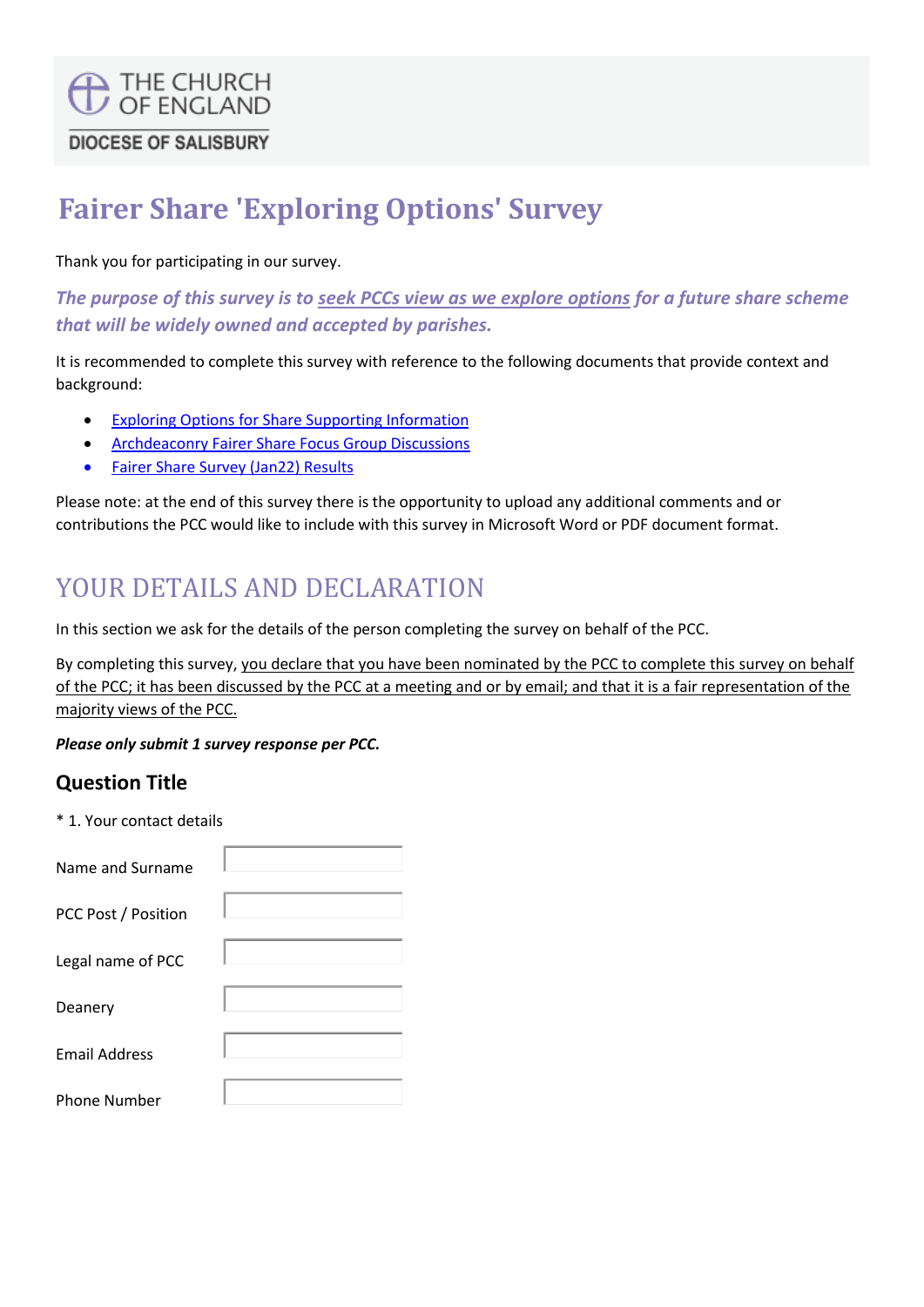THE CHURCH OF ENGLAND

DIOCESE OF SALISBURY

# Fairer Share 'Exploring Options' Survey

Thank you for participating in our survey.

***The purpose of this survey is to seek PCCs view as we explore options for a future share scheme that will be widely owned and accepted by parishes.***

It is recommended to complete this survey with reference to the following documents that provide context and background:

- Exploring Options for Share Supporting Information
- Archdeaconry Fairer Share Focus Group Discussions
- Fairer Share Survey (Jan22) Results

Please note: at the end of this survey there is the opportunity to upload any additional comments and or contributions the PCC would like to include with this survey in Microsoft Word or PDF document format.

## YOUR DETAILS AND DECLARATION

In this section we ask for the details of the person completing the survey on behalf of the PCC.

By completing this survey, you declare that you have been nominated by the PCC to complete this survey on behalf of the PCC; it has been discussed by the PCC at a meeting and or by email; and that it is a fair representation of the majority views of the PCC.

***Please only submit 1 survey response per PCC.***

### Question Title

\* 1. Your contact details

| | |
|---|---|
| Name and Surname | |
| PCC Post / Position | |
| Legal name of PCC | |
| Deanery | |
| Email Address | |
| Phone Number | |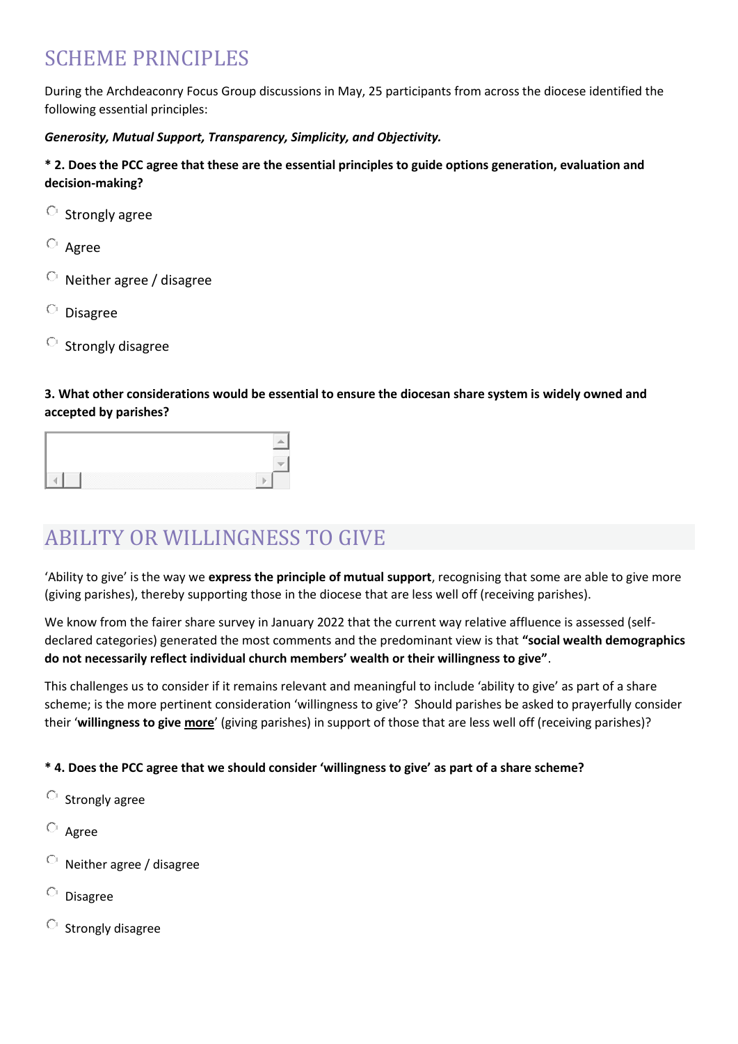## SCHEME PRINCIPLES

During the Archdeaconry Focus Group discussions in May, 25 participants from across the diocese identified the following essential principles:

***Generosity, Mutual Support, Transparency, Simplicity, and Objectivity.***

**\* 2. Does the PCC agree that these are the essential principles to guide options generation, evaluation and decision-making?**

- Strongly agree
- Agree
- Neither agree / disagree
- Disagree
- Strongly disagree

**3. What other considerations would be essential to ensure the diocesan share system is widely owned and accepted by parishes?**

## ABILITY OR WILLINGNESS TO GIVE

'Ability to give' is the way we **express the principle of mutual support**, recognising that some are able to give more (giving parishes), thereby supporting those in the diocese that are less well off (receiving parishes).

We know from the fairer share survey in January 2022 that the current way relative affluence is assessed (self-declared categories) generated the most comments and the predominant view is that **"social wealth demographics do not necessarily reflect individual church members' wealth or their willingness to give"**.

This challenges us to consider if it remains relevant and meaningful to include 'ability to give' as part of a share scheme; is the more pertinent consideration 'willingness to give'? Should parishes be asked to prayerfully consider their '**willingness to give <u>more</u>**' (giving parishes) in support of those that are less well off (receiving parishes)?

**\* 4. Does the PCC agree that we should consider 'willingness to give' as part of a share scheme?**

- Strongly agree
- Agree
- Neither agree / disagree
- Disagree
- Strongly disagree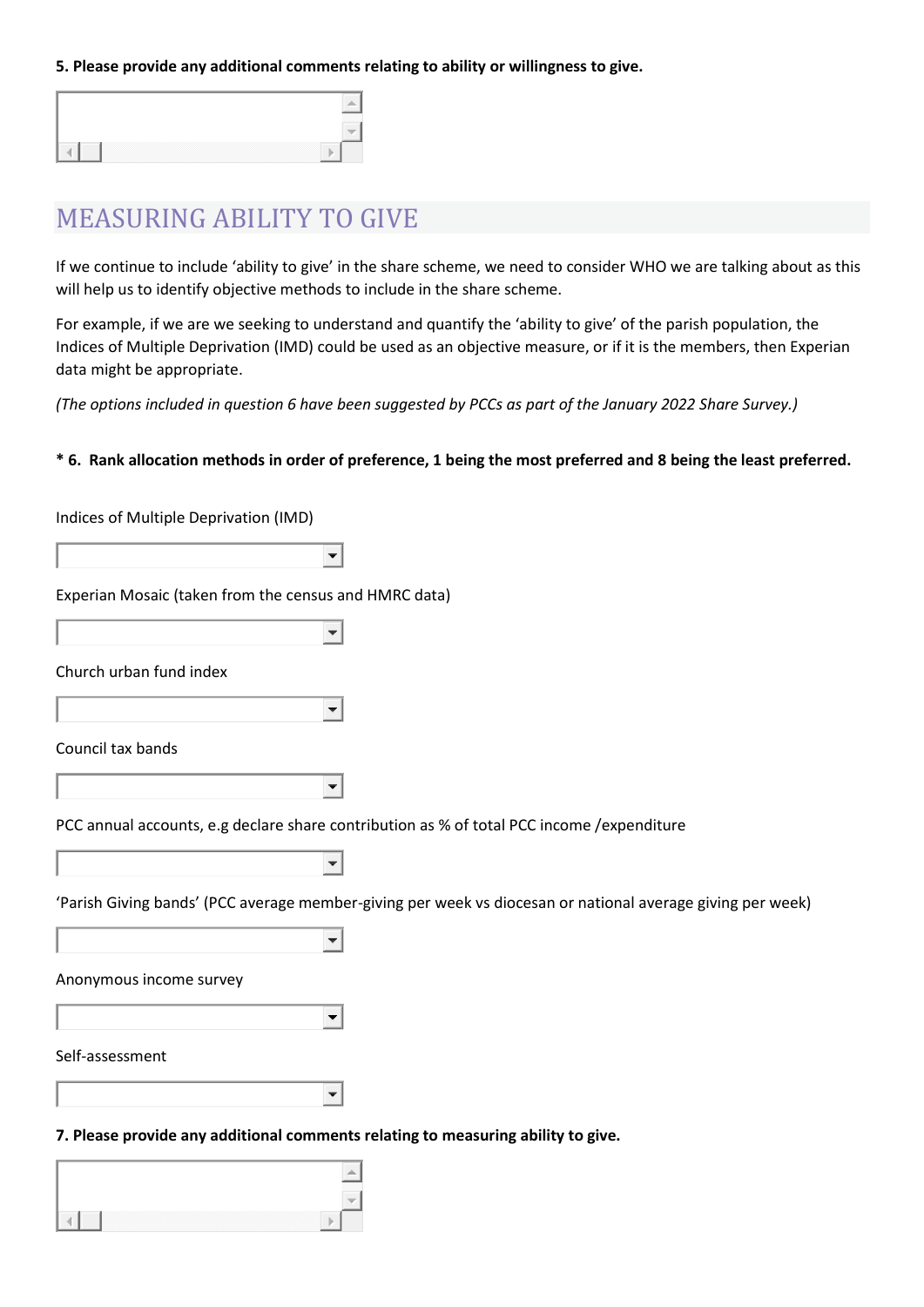**5. Please provide any additional comments relating to ability or willingness to give.**

## MEASURING ABILITY TO GIVE

If we continue to include 'ability to give' in the share scheme, we need to consider WHO we are talking about as this will help us to identify objective methods to include in the share scheme.

For example, if we are we seeking to understand and quantify the 'ability to give' of the parish population, the Indices of Multiple Deprivation (IMD) could be used as an objective measure, or if it is the members, then Experian data might be appropriate.

*(The options included in question 6 have been suggested by PCCs as part of the January 2022 Share Survey.)*

**\* 6. Rank allocation methods in order of preference, 1 being the most preferred and 8 being the least preferred.**

Indices of Multiple Deprivation (IMD)

Experian Mosaic (taken from the census and HMRC data)

Church urban fund index

Council tax bands

PCC annual accounts, e.g declare share contribution as % of total PCC income /expenditure

'Parish Giving bands' (PCC average member-giving per week vs diocesan or national average giving per week)

Anonymous income survey

Self-assessment

**7. Please provide any additional comments relating to measuring ability to give.**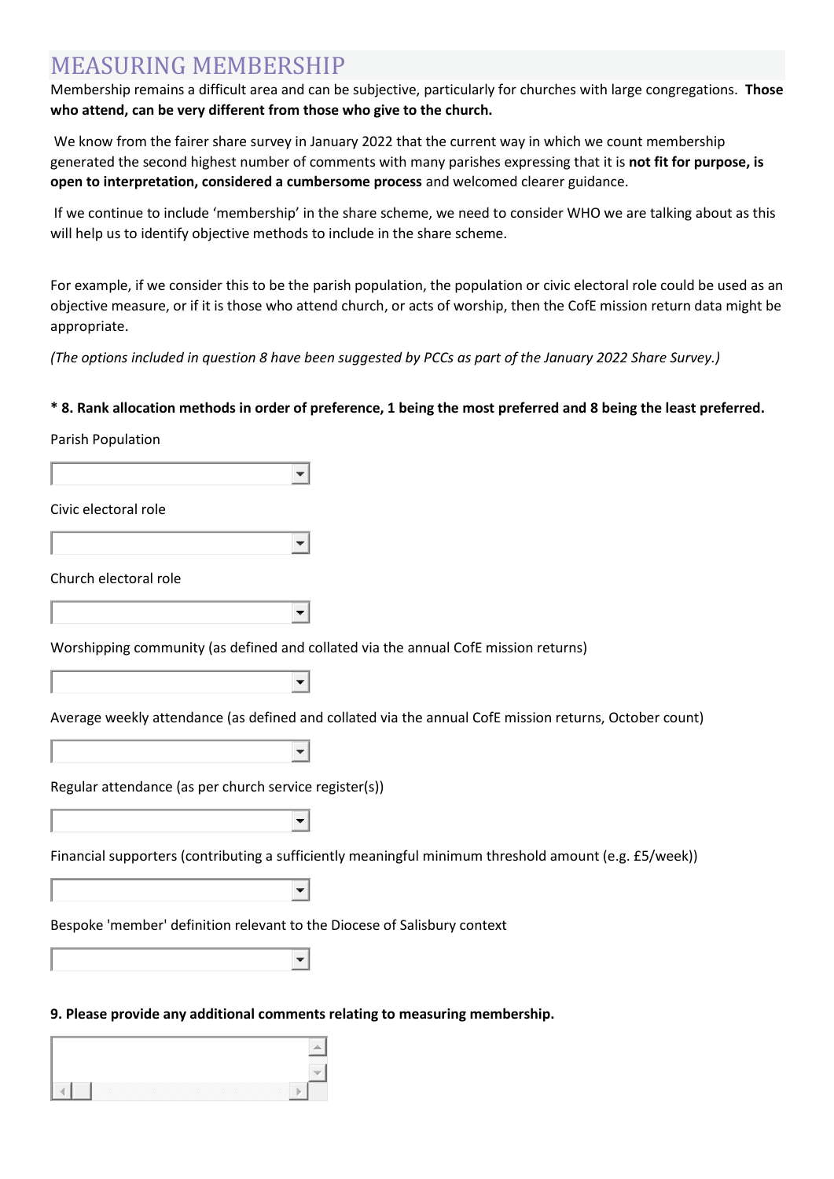# MEASURING MEMBERSHIP

Membership remains a difficult area and can be subjective, particularly for churches with large congregations. **Those who attend, can be very different from those who give to the church.**

We know from the fairer share survey in January 2022 that the current way in which we count membership generated the second highest number of comments with many parishes expressing that it is **not fit for purpose, is open to interpretation, considered a cumbersome process** and welcomed clearer guidance.

If we continue to include 'membership' in the share scheme, we need to consider WHO we are talking about as this will help us to identify objective methods to include in the share scheme.

For example, if we consider this to be the parish population, the population or civic electoral role could be used as an objective measure, or if it is those who attend church, or acts of worship, then the CofE mission return data might be appropriate.

*(The options included in question 8 have been suggested by PCCs as part of the January 2022 Share Survey.)*

**\* 8. Rank allocation methods in order of preference, 1 being the most preferred and 8 being the least preferred.**

Parish Population

Civic electoral role

Church electoral role

Worshipping community (as defined and collated via the annual CofE mission returns)

Average weekly attendance (as defined and collated via the annual CofE mission returns, October count)

Regular attendance (as per church service register(s))

Financial supporters (contributing a sufficiently meaningful minimum threshold amount (e.g. £5/week))

Bespoke 'member' definition relevant to the Diocese of Salisbury context

**9. Please provide any additional comments relating to measuring membership.**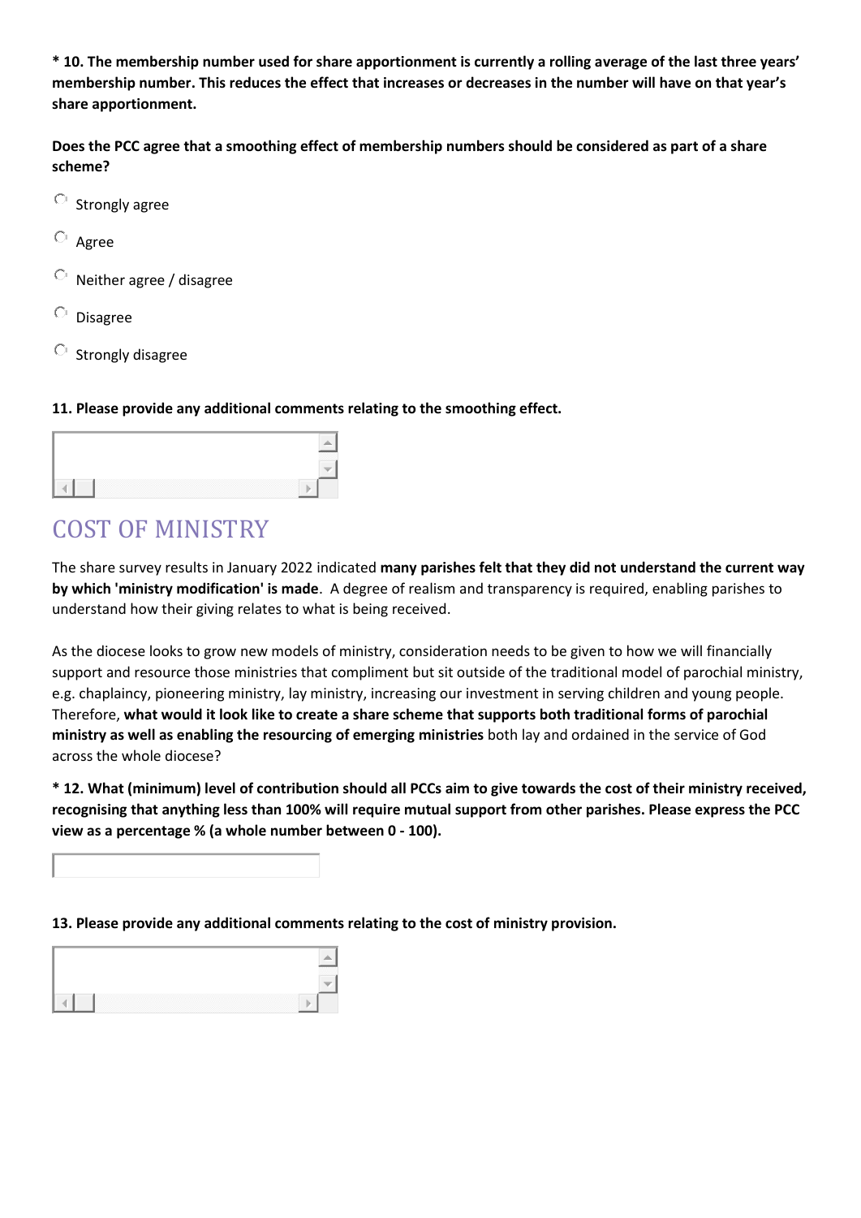**\* 10. The membership number used for share apportionment is currently a rolling average of the last three years' membership number. This reduces the effect that increases or decreases in the number will have on that year's share apportionment.**

**Does the PCC agree that a smoothing effect of membership numbers should be considered as part of a share scheme?**

- Strongly agree
- Agree
- Neither agree / disagree
- Disagree
- Strongly disagree

**11. Please provide any additional comments relating to the smoothing effect.**

## COST OF MINISTRY

The share survey results in January 2022 indicated **many parishes felt that they did not understand the current way by which 'ministry modification' is made**. A degree of realism and transparency is required, enabling parishes to understand how their giving relates to what is being received.

As the diocese looks to grow new models of ministry, consideration needs to be given to how we will financially support and resource those ministries that compliment but sit outside of the traditional model of parochial ministry, e.g. chaplaincy, pioneering ministry, lay ministry, increasing our investment in serving children and young people. Therefore, **what would it look like to create a share scheme that supports both traditional forms of parochial ministry as well as enabling the resourcing of emerging ministries** both lay and ordained in the service of God across the whole diocese?

**\* 12. What (minimum) level of contribution should all PCCs aim to give towards the cost of their ministry received, recognising that anything less than 100% will require mutual support from other parishes. Please express the PCC view as a percentage % (a whole number between 0 - 100).**

**13. Please provide any additional comments relating to the cost of ministry provision.**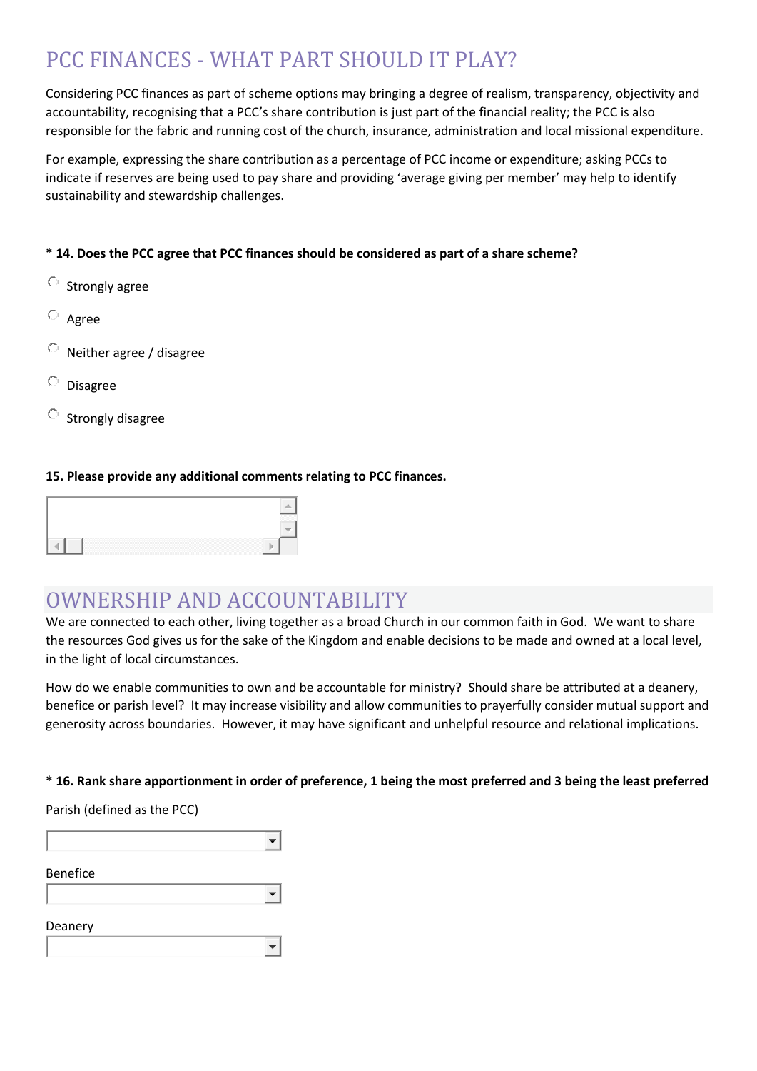# PCC FINANCES - WHAT PART SHOULD IT PLAY?

Considering PCC finances as part of scheme options may bringing a degree of realism, transparency, objectivity and accountability, recognising that a PCC's share contribution is just part of the financial reality; the PCC is also responsible for the fabric and running cost of the church, insurance, administration and local missional expenditure.

For example, expressing the share contribution as a percentage of PCC income or expenditure; asking PCCs to indicate if reserves are being used to pay share and providing 'average giving per member' may help to identify sustainability and stewardship challenges.

**\* 14. Does the PCC agree that PCC finances should be considered as part of a share scheme?**

- Strongly agree
- Agree
- Neither agree / disagree
- Disagree
- Strongly disagree

**15. Please provide any additional comments relating to PCC finances.**

# OWNERSHIP AND ACCOUNTABILITY

We are connected to each other, living together as a broad Church in our common faith in God. We want to share the resources God gives us for the sake of the Kingdom and enable decisions to be made and owned at a local level, in the light of local circumstances.

How do we enable communities to own and be accountable for ministry? Should share be attributed at a deanery, benefice or parish level? It may increase visibility and allow communities to prayerfully consider mutual support and generosity across boundaries. However, it may have significant and unhelpful resource and relational implications.

**\* 16. Rank share apportionment in order of preference, 1 being the most preferred and 3 being the least preferred**

Parish (defined as the PCC)

Benefice

Deanery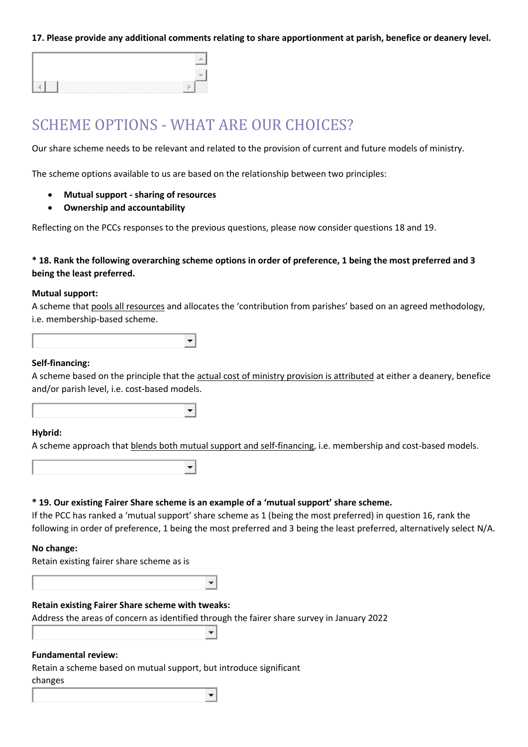**17. Please provide any additional comments relating to share apportionment at parish, benefice or deanery level.**

# SCHEME OPTIONS - WHAT ARE OUR CHOICES?

Our share scheme needs to be relevant and related to the provision of current and future models of ministry.

The scheme options available to us are based on the relationship between two principles:

- **Mutual support - sharing of resources**
- **Ownership and accountability**

Reflecting on the PCCs responses to the previous questions, please now consider questions 18 and 19.

**\* 18. Rank the following overarching scheme options in order of preference, 1 being the most preferred and 3 being the least preferred.**

**Mutual support:**
A scheme that pools all resources and allocates the 'contribution from parishes' based on an agreed methodology, i.e. membership-based scheme.

**Self-financing:**
A scheme based on the principle that the actual cost of ministry provision is attributed at either a deanery, benefice and/or parish level, i.e. cost-based models.

**Hybrid:**
A scheme approach that blends both mutual support and self-financing, i.e. membership and cost-based models.

**\* 19. Our existing Fairer Share scheme is an example of a 'mutual support' share scheme.**
If the PCC has ranked a 'mutual support' share scheme as 1 (being the most preferred) in question 16, rank the following in order of preference, 1 being the most preferred and 3 being the least preferred, alternatively select N/A.

**No change:**
Retain existing fairer share scheme as is

**Retain existing Fairer Share scheme with tweaks:**
Address the areas of concern as identified through the fairer share survey in January 2022

**Fundamental review:**
Retain a scheme based on mutual support, but introduce significant changes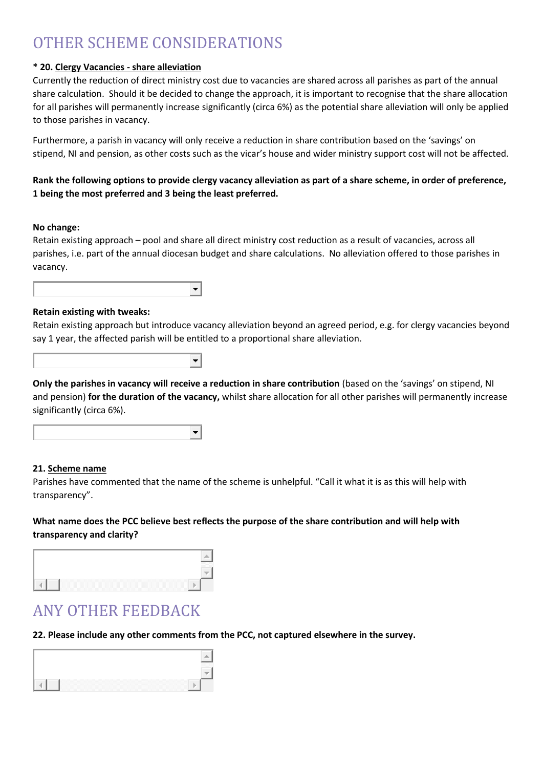# OTHER SCHEME CONSIDERATIONS

**\* 20. Clergy Vacancies - share alleviation**

Currently the reduction of direct ministry cost due to vacancies are shared across all parishes as part of the annual share calculation. Should it be decided to change the approach, it is important to recognise that the share allocation for all parishes will permanently increase significantly (circa 6%) as the potential share alleviation will only be applied to those parishes in vacancy.

Furthermore, a parish in vacancy will only receive a reduction in share contribution based on the 'savings' on stipend, NI and pension, as other costs such as the vicar's house and wider ministry support cost will not be affected.

**Rank the following options to provide clergy vacancy alleviation as part of a share scheme, in order of preference, 1 being the most preferred and 3 being the least preferred.**

**No change:**
Retain existing approach – pool and share all direct ministry cost reduction as a result of vacancies, across all parishes, i.e. part of the annual diocesan budget and share calculations. No alleviation offered to those parishes in vacancy.

**Retain existing with tweaks:**
Retain existing approach but introduce vacancy alleviation beyond an agreed period, e.g. for clergy vacancies beyond say 1 year, the affected parish will be entitled to a proportional share alleviation.

**Only the parishes in vacancy will receive a reduction in share contribution** (based on the 'savings' on stipend, NI and pension) **for the duration of the vacancy,** whilst share allocation for all other parishes will permanently increase significantly (circa 6%).

**21. Scheme name**

Parishes have commented that the name of the scheme is unhelpful. "Call it what it is as this will help with transparency".

**What name does the PCC believe best reflects the purpose of the share contribution and will help with transparency and clarity?**

# ANY OTHER FEEDBACK

**22. Please include any other comments from the PCC, not captured elsewhere in the survey.**